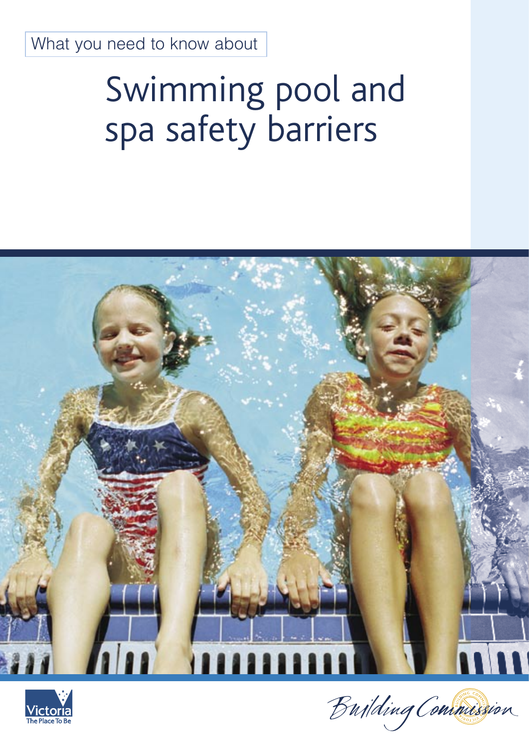What you need to know about

# Swimming pool and spa safety barriers

Victoria The Place To Be

Building Commission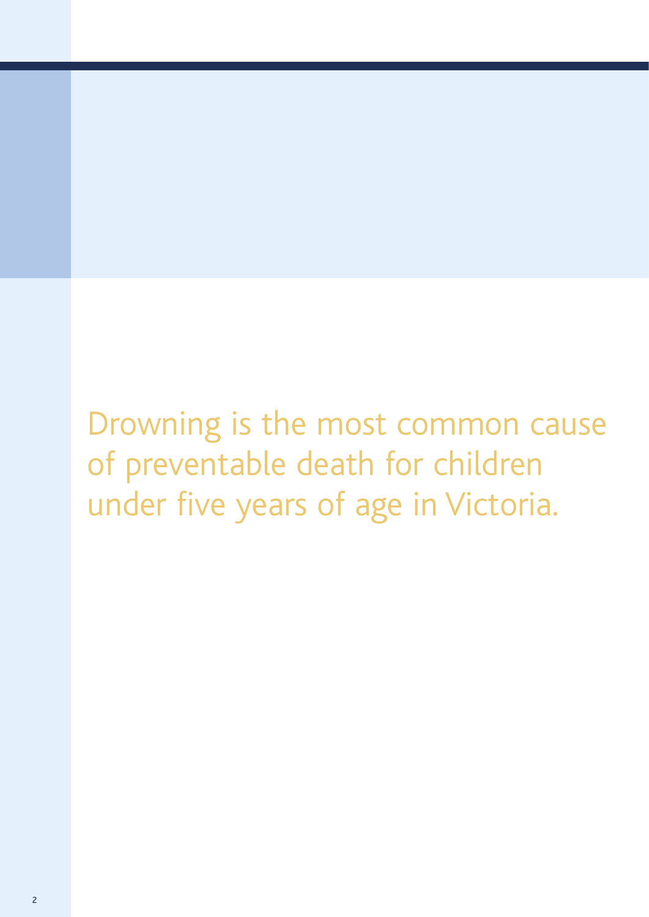Drowning is the most common cause of preventable death for children under five years of age in Victoria.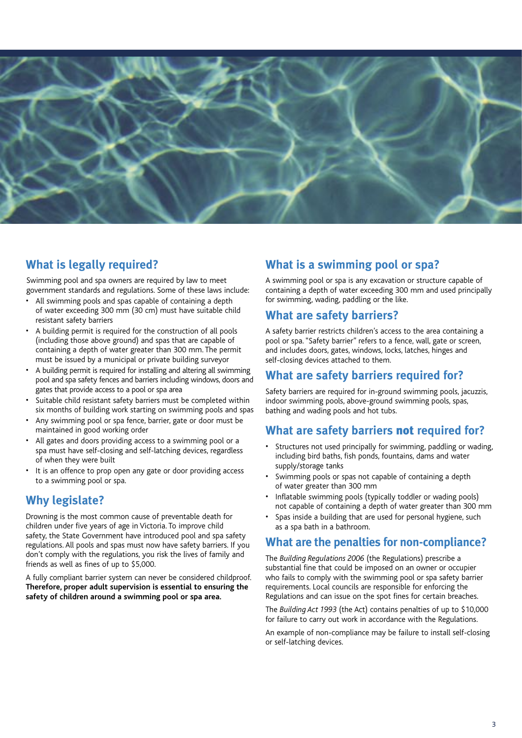## What is legally required?

Swimming pool and spa owners are required by law to meet government standards and regulations. Some of these laws include:

- All swimming pools and spas capable of containing a depth of water exceeding 300 mm (30 cm) must have suitable child resistant safety barriers
- A building permit is required for the construction of all pools (including those above ground) and spas that are capable of containing a depth of water greater than 300 mm. The permit must be issued by a municipal or private building surveyor
- A building permit is required for installing and altering all swimming pool and spa safety fences and barriers including windows, doors and gates that provide access to a pool or spa area
- Suitable child resistant safety barriers must be completed within six months of building work starting on swimming pools and spas
- Any swimming pool or spa fence, barrier, gate or door must be maintained in good working order
- All gates and doors providing access to a swimming pool or a spa must have self-closing and self-latching devices, regardless of when they were built
- It is an offence to prop open any gate or door providing access to a swimming pool or spa.

## Why legislate?

Drowning is the most common cause of preventable death for children under five years of age in Victoria. To improve child safety, the State Government have introduced pool and spa safety regulations. All pools and spas must now have safety barriers. If you don't comply with the regulations, you risk the lives of family and friends as well as fines of up to $5,000.

A fully compliant barrier system can never be considered childproof. **Therefore, proper adult supervision is essential to ensuring the safety of children around a swimming pool or spa area.**

## What is a swimming pool or spa?

A swimming pool or spa is any excavation or structure capable of containing a depth of water exceeding 300 mm and used principally for swimming, wading, paddling or the like.

## What are safety barriers?

A safety barrier restricts children's access to the area containing a pool or spa. "Safety barrier" refers to a fence, wall, gate or screen, and includes doors, gates, windows, locks, latches, hinges and self-closing devices attached to them.

## What are safety barriers required for?

Safety barriers are required for in-ground swimming pools, jacuzzis, indoor swimming pools, above-ground swimming pools, spas, bathing and wading pools and hot tubs.

## What are safety barriers **not** required for?

- Structures not used principally for swimming, paddling or wading, including bird baths, fish ponds, fountains, dams and water supply/storage tanks
- Swimming pools or spas not capable of containing a depth of water greater than 300 mm
- Inflatable swimming pools (typically toddler or wading pools) not capable of containing a depth of water greater than 300 mm
- Spas inside a building that are used for personal hygiene, such as a spa bath in a bathroom.

## What are the penalties for non-compliance?

The *Building Regulations 2006* (the Regulations) prescribe a substantial fine that could be imposed on an owner or occupier who fails to comply with the swimming pool or spa safety barrier requirements. Local councils are responsible for enforcing the Regulations and can issue on the spot fines for certain breaches.

The *Building Act 1993* (the Act) contains penalties of up to $10,000 for failure to carry out work in accordance with the Regulations.

An example of non-compliance may be failure to install self-closing or self-latching devices.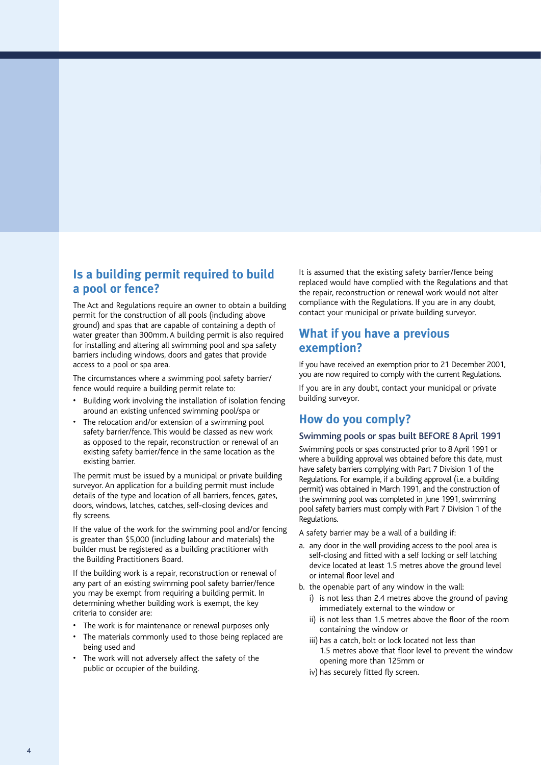## Is a building permit required to build a pool or fence?

The Act and Regulations require an owner to obtain a building permit for the construction of all pools (including above ground) and spas that are capable of containing a depth of water greater than 300mm. A building permit is also required for installing and altering all swimming pool and spa safety barriers including windows, doors and gates that provide access to a pool or spa area.

The circumstances where a swimming pool safety barrier/ fence would require a building permit relate to:

- Building work involving the installation of isolation fencing around an existing unfenced swimming pool/spa or
- The relocation and/or extension of a swimming pool safety barrier/fence. This would be classed as new work as opposed to the repair, reconstruction or renewal of an existing safety barrier/fence in the same location as the existing barrier.

The permit must be issued by a municipal or private building surveyor. An application for a building permit must include details of the type and location of all barriers, fences, gates, doors, windows, latches, catches, self-closing devices and fly screens.

If the value of the work for the swimming pool and/or fencing is greater than $5,000 (including labour and materials) the builder must be registered as a building practitioner with the Building Practitioners Board.

If the building work is a repair, reconstruction or renewal of any part of an existing swimming pool safety barrier/fence you may be exempt from requiring a building permit. In determining whether building work is exempt, the key criteria to consider are:

- The work is for maintenance or renewal purposes only
- The materials commonly used to those being replaced are being used and
- The work will not adversely affect the safety of the public or occupier of the building.

It is assumed that the existing safety barrier/fence being replaced would have complied with the Regulations and that the repair, reconstruction or renewal work would not alter compliance with the Regulations. If you are in any doubt, contact your municipal or private building surveyor.

## What if you have a previous exemption?

If you have received an exemption prior to 21 December 2001, you are now required to comply with the current Regulations.

If you are in any doubt, contact your municipal or private building surveyor.

## How do you comply?

### Swimming pools or spas built BEFORE 8 April 1991

Swimming pools or spas constructed prior to 8 April 1991 or where a building approval was obtained before this date, must have safety barriers complying with Part 7 Division 1 of the Regulations. For example, if a building approval (i.e. a building permit) was obtained in March 1991, and the construction of the swimming pool was completed in June 1991, swimming pool safety barriers must comply with Part 7 Division 1 of the Regulations.

A safety barrier may be a wall of a building if:

a. any door in the wall providing access to the pool area is self-closing and fitted with a self locking or self latching device located at least 1.5 metres above the ground level or internal floor level and
b. the openable part of any window in the wall:
   i) is not less than 2.4 metres above the ground of paving immediately external to the window or
   ii) is not less than 1.5 metres above the floor of the room containing the window or
   iii) has a catch, bolt or lock located not less than 1.5 metres above that floor level to prevent the window opening more than 125mm or
   iv) has securely fitted fly screen.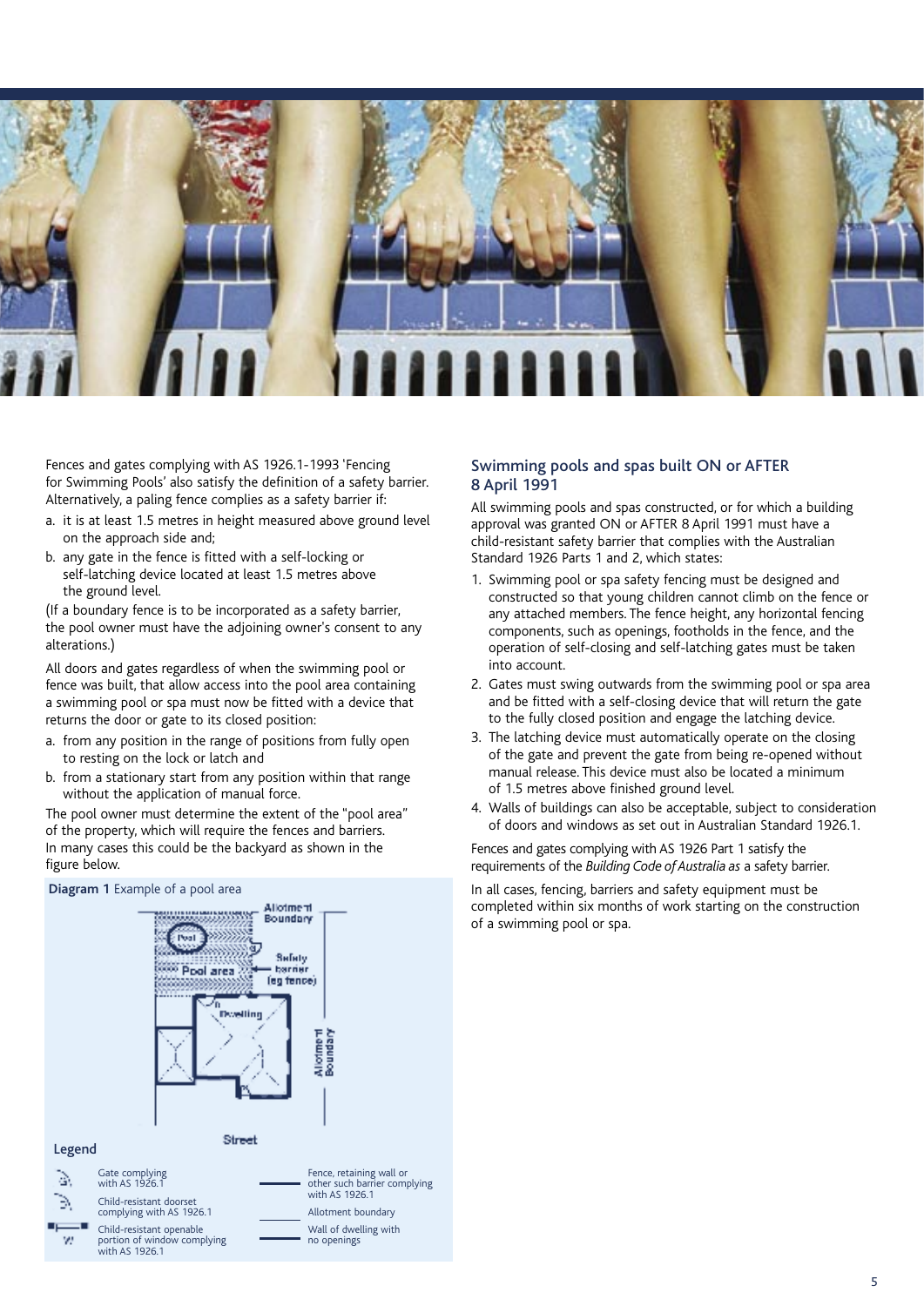Fences and gates complying with AS 1926.1-1993 'Fencing for Swimming Pools' also satisfy the definition of a safety barrier. Alternatively, a paling fence complies as a safety barrier if:

a. it is at least 1.5 metres in height measured above ground level on the approach side and;
b. any gate in the fence is fitted with a self-locking or self-latching device located at least 1.5 metres above the ground level.

(If a boundary fence is to be incorporated as a safety barrier, the pool owner must have the adjoining owner's consent to any alterations.)

All doors and gates regardless of when the swimming pool or fence was built, that allow access into the pool area containing a swimming pool or spa must now be fitted with a device that returns the door or gate to its closed position:

a. from any position in the range of positions from fully open to resting on the lock or latch and
b. from a stationary start from any position within that range without the application of manual force.

The pool owner must determine the extent of the "pool area" of the property, which will require the fences and barriers. In many cases this could be the backyard as shown in the figure below.

**Diagram 1** Example of a pool area

Legend

- Gate complying with AS 1926.1
- Child-resistant doorset complying with AS 1926.1
- Child-resistant openable portion of window complying with AS 1926.1
- Fence, retaining wall or other such barrier complying with AS 1926.1
- Allotment boundary
- Wall of dwelling with no openings

## Swimming pools and spas built ON or AFTER 8 April 1991

All swimming pools and spas constructed, or for which a building approval was granted ON or AFTER 8 April 1991 must have a child-resistant safety barrier that complies with the Australian Standard 1926 Parts 1 and 2, which states:

1. Swimming pool or spa safety fencing must be designed and constructed so that young children cannot climb on the fence or any attached members. The fence height, any horizontal fencing components, such as openings, footholds in the fence, and the operation of self-closing and self-latching gates must be taken into account.
2. Gates must swing outwards from the swimming pool or spa area and be fitted with a self-closing device that will return the gate to the fully closed position and engage the latching device.
3. The latching device must automatically operate on the closing of the gate and prevent the gate from being re-opened without manual release. This device must also be located a minimum of 1.5 metres above finished ground level.
4. Walls of buildings can also be acceptable, subject to consideration of doors and windows as set out in Australian Standard 1926.1.

Fences and gates complying with AS 1926 Part 1 satisfy the requirements of the *Building Code of Australia as* a safety barrier.

In all cases, fencing, barriers and safety equipment must be completed within six months of work starting on the construction of a swimming pool or spa.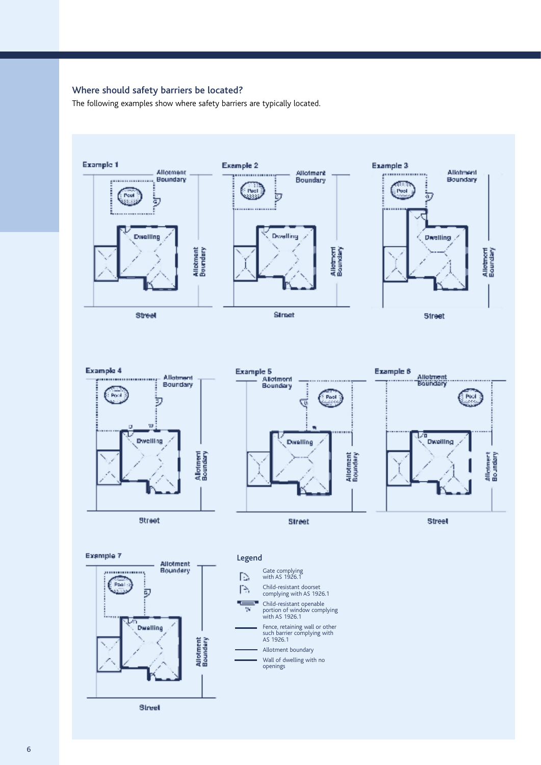## Where should safety barriers be located?

The following examples show where safety barriers are typically located.

Example 1

Allotment Boundary

Pool

Dwelling

Allotment Boundary

Street

Example 2

Allotment Boundary

Pool

Dwelling

Allotment Boundary

Street

Example 3

Allotment Boundary

Pool

Dwelling

Allotment Boundary

Street

Example 4

Allotment Boundary

Pool

Dwelling

Allotment Boundary

Street

Example 5

Allotment Boundary

Pool

Dwelling

Allotment Boundary

Street

Example 6

Allotment Boundary

Pool

Dwelling

Allotment Boundary

Street

Example 7

Allotment Boundary

Pool

Dwelling

Allotment Boundary

Street

### Legend

- Gate complying with AS 1926.1
- Child-resistant doorset complying with AS 1926.1
- Child-resistant openable portion of window complying with AS 1926.1
- Fence, retaining wall or other such barrier complying with AS 1926.1
- Allotment boundary
- Wall of dwelling with no openings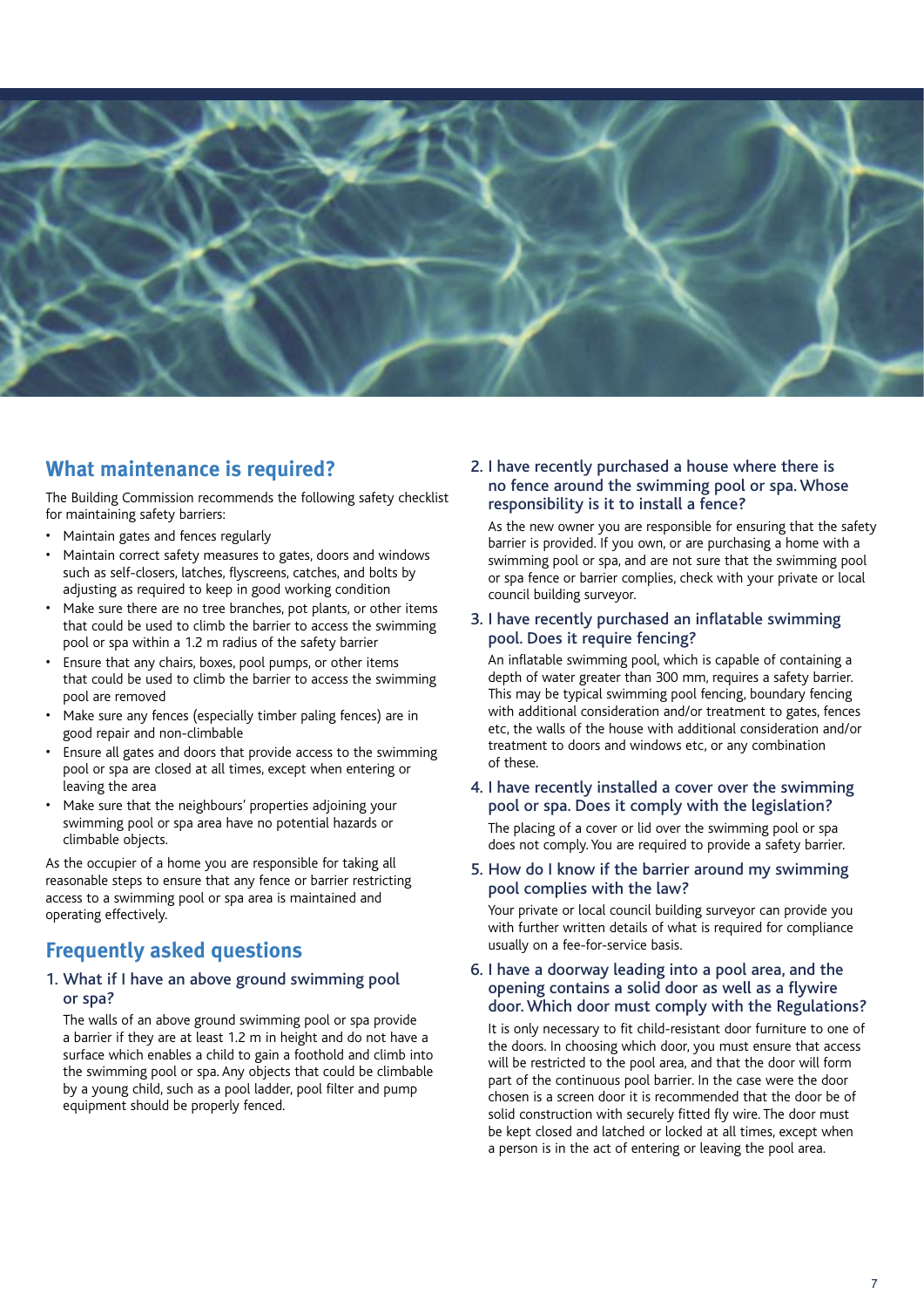## What maintenance is required?

The Building Commission recommends the following safety checklist for maintaining safety barriers:

- Maintain gates and fences regularly
- Maintain correct safety measures to gates, doors and windows such as self-closers, latches, flyscreens, catches, and bolts by adjusting as required to keep in good working condition
- Make sure there are no tree branches, pot plants, or other items that could be used to climb the barrier to access the swimming pool or spa within a 1.2 m radius of the safety barrier
- Ensure that any chairs, boxes, pool pumps, or other items that could be used to climb the barrier to access the swimming pool are removed
- Make sure any fences (especially timber paling fences) are in good repair and non-climbable
- Ensure all gates and doors that provide access to the swimming pool or spa are closed at all times, except when entering or leaving the area
- Make sure that the neighbours' properties adjoining your swimming pool or spa area have no potential hazards or climbable objects.

As the occupier of a home you are responsible for taking all reasonable steps to ensure that any fence or barrier restricting access to a swimming pool or spa area is maintained and operating effectively.

## Frequently asked questions

### 1. What if I have an above ground swimming pool or spa?

The walls of an above ground swimming pool or spa provide a barrier if they are at least 1.2 m in height and do not have a surface which enables a child to gain a foothold and climb into the swimming pool or spa. Any objects that could be climbable by a young child, such as a pool ladder, pool filter and pump equipment should be properly fenced.

### 2. I have recently purchased a house where there is no fence around the swimming pool or spa. Whose responsibility is it to install a fence?

As the new owner you are responsible for ensuring that the safety barrier is provided. If you own, or are purchasing a home with a swimming pool or spa, and are not sure that the swimming pool or spa fence or barrier complies, check with your private or local council building surveyor.

### 3. I have recently purchased an inflatable swimming pool. Does it require fencing?

An inflatable swimming pool, which is capable of containing a depth of water greater than 300 mm, requires a safety barrier. This may be typical swimming pool fencing, boundary fencing with additional consideration and/or treatment to gates, fences etc, the walls of the house with additional consideration and/or treatment to doors and windows etc, or any combination of these.

### 4. I have recently installed a cover over the swimming pool or spa. Does it comply with the legislation?

The placing of a cover or lid over the swimming pool or spa does not comply. You are required to provide a safety barrier.

### 5. How do I know if the barrier around my swimming pool complies with the law?

Your private or local council building surveyor can provide you with further written details of what is required for compliance usually on a fee-for-service basis.

### 6. I have a doorway leading into a pool area, and the opening contains a solid door as well as a flywire door. Which door must comply with the Regulations?

It is only necessary to fit child-resistant door furniture to one of the doors. In choosing which door, you must ensure that access will be restricted to the pool area, and that the door will form part of the continuous pool barrier. In the case were the door chosen is a screen door it is recommended that the door be of solid construction with securely fitted fly wire. The door must be kept closed and latched or locked at all times, except when a person is in the act of entering or leaving the pool area.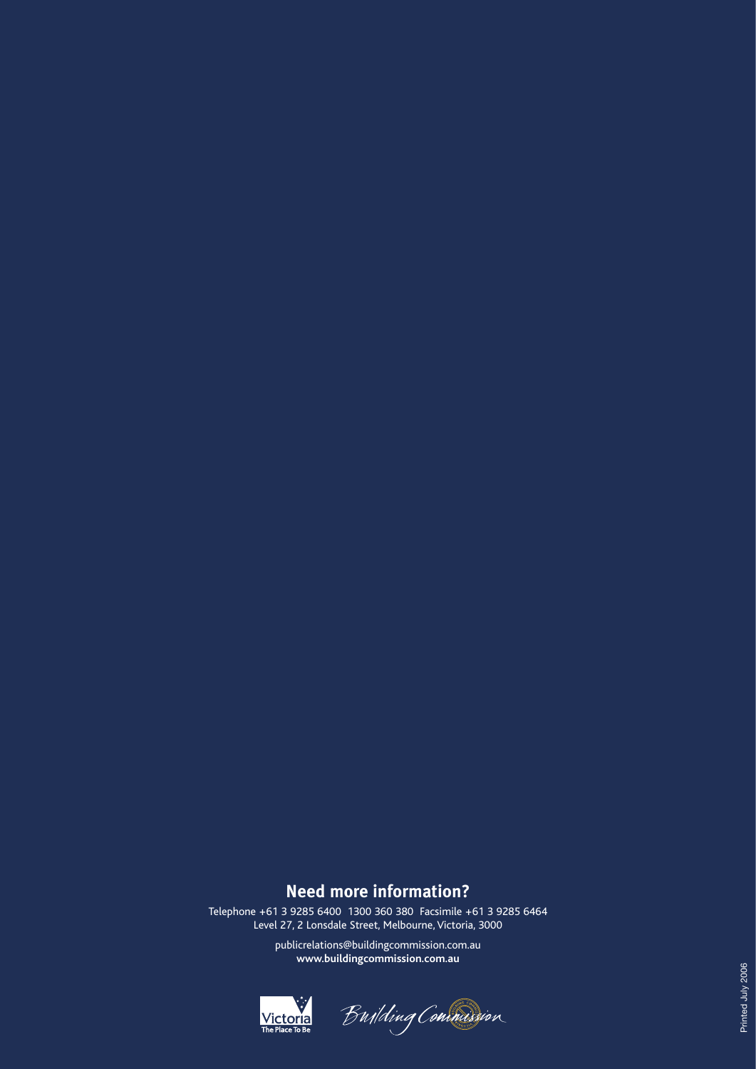## Need more information?

Telephone +61 3 9285 6400 1300 360 380 Facsimile +61 3 9285 6464
Level 27, 2 Lonsdale Street, Melbourne, Victoria, 3000

publicrelations@buildingcommission.com.au
**www.buildingcommission.com.au**

Victoria
The Place To Be

Building Commission

Printed July 2006